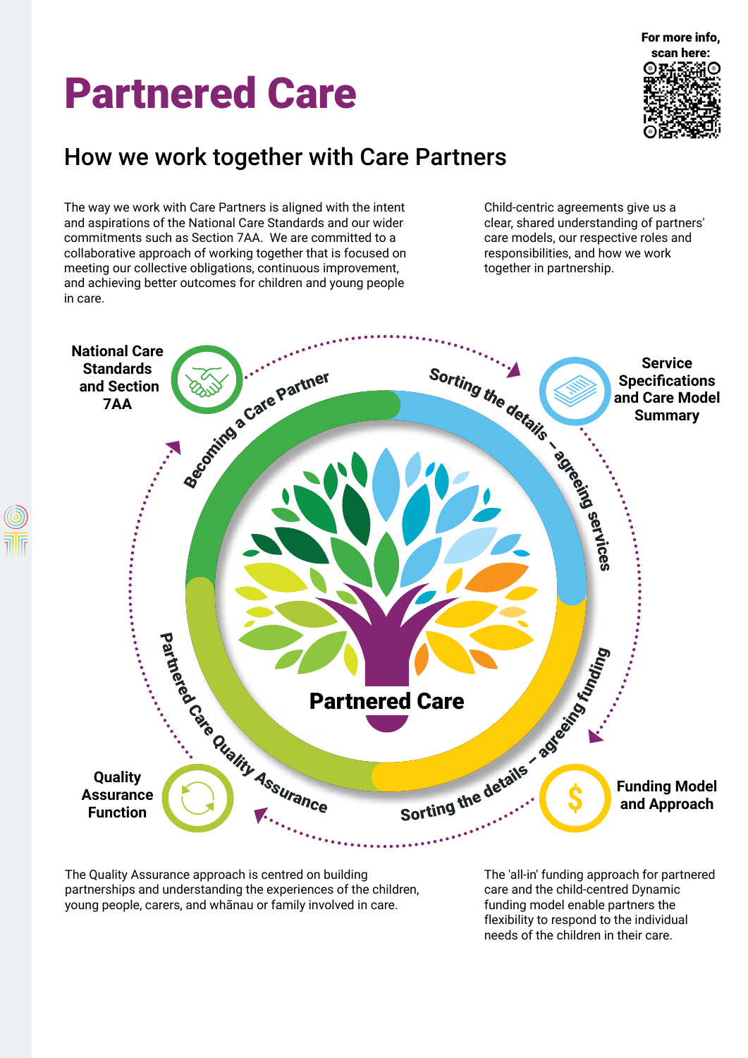# Partnered Care

For more info, scan here:

## How we work together with Care Partners

The way we work with Care Partners is aligned with the intent and aspirations of the National Care Standards and our wider commitments such as Section 7AA. We are committed to a collaborative approach of working together that is focused on meeting our collective obligations, continuous improvement, and achieving better outcomes for children and young people in care.

Child-centric agreements give us a clear, shared understanding of partners' care models, our respective roles and responsibilities, and how we work together in partnership.

**National Care Standards and Section 7AA**

Becoming a Care Partner

**Service Specifications and Care Model Summary**

Sorting the details – agreeing services

**Funding Model and Approach**

Sorting the details – agreeing funding

**Quality Assurance Function**

Partnered Care Quality Assurance

**Partnered Care**

The Quality Assurance approach is centred on building partnerships and understanding the experiences of the children, young people, carers, and whānau or family involved in care.

The 'all-in' funding approach for partnered care and the child-centred Dynamic funding model enable partners the flexibility to respond to the individual needs of the children in their care.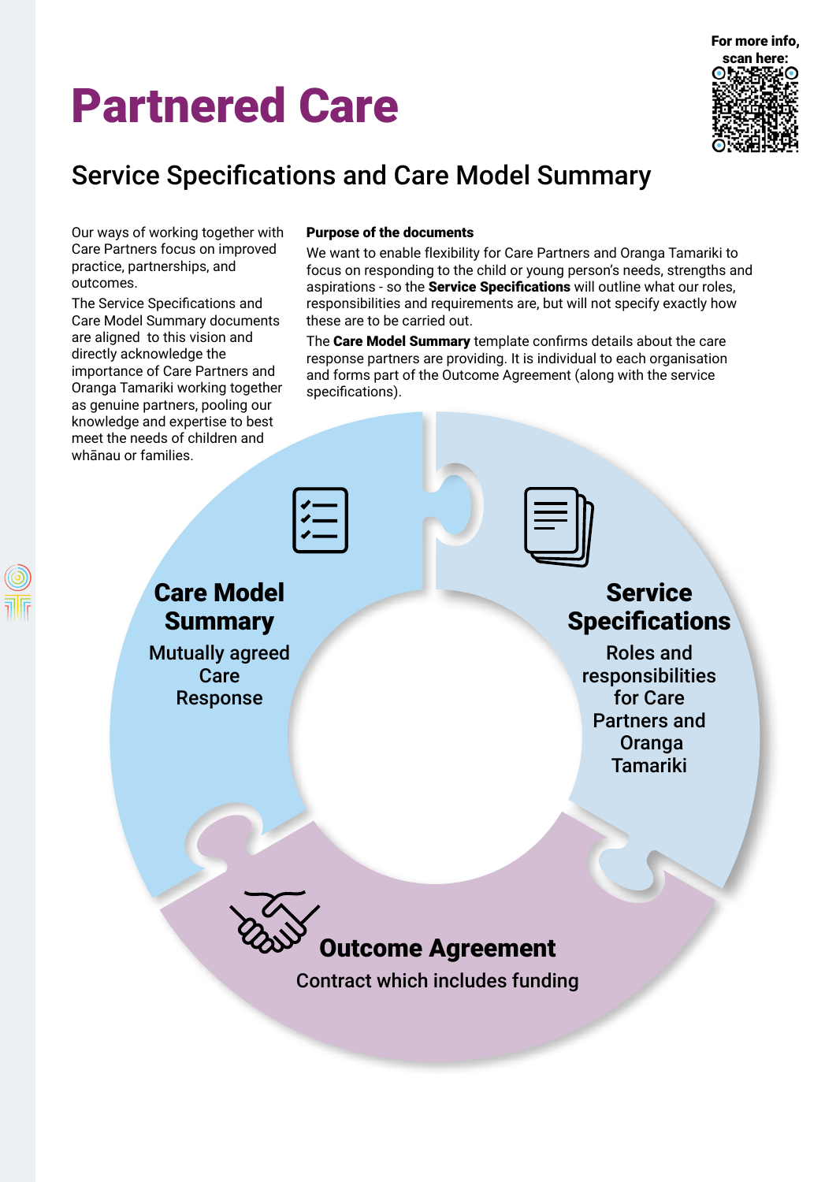# Partnered Care

For more info, scan here:

## Service Specifications and Care Model Summary

Our ways of working together with Care Partners focus on improved practice, partnerships, and outcomes.

The Service Specifications and Care Model Summary documents are aligned to this vision and directly acknowledge the importance of Care Partners and Oranga Tamariki working together as genuine partners, pooling our knowledge and expertise to best meet the needs of children and whānau or families.

**Purpose of the documents**

We want to enable flexibility for Care Partners and Oranga Tamariki to focus on responding to the child or young person's needs, strengths and aspirations - so the **Service Specifications** will outline what our roles, responsibilities and requirements are, but will not specify exactly how these are to be carried out.

The **Care Model Summary** template confirms details about the care response partners are providing. It is individual to each organisation and forms part of the Outcome Agreement (along with the service specifications).

### Care Model Summary

Mutually agreed Care Response

### Service Specifications

Roles and responsibilities for Care Partners and Oranga Tamariki

### Outcome Agreement

Contract which includes funding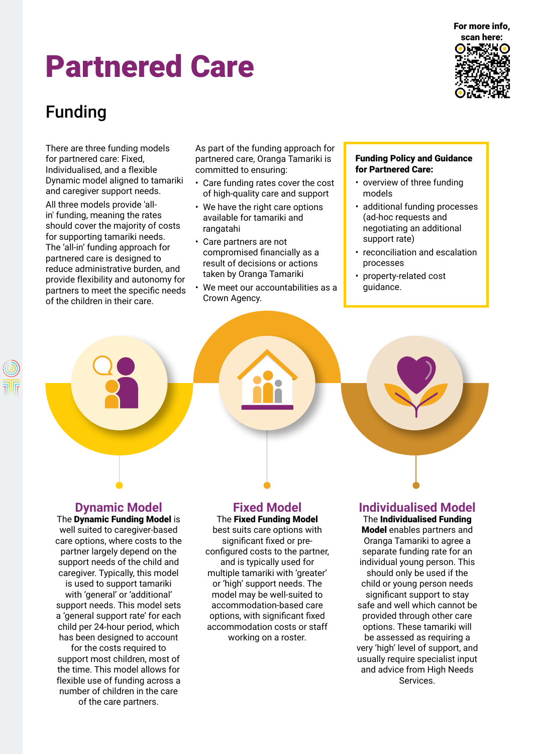For more info, scan here:

# Partnered Care

## Funding

There are three funding models for partnered care: Fixed, Individualised, and a flexible Dynamic model aligned to tamariki and caregiver support needs.

All three models provide 'all-in' funding, meaning the rates should cover the majority of costs for supporting tamariki needs. The 'all-in' funding approach for partnered care is designed to reduce administrative burden, and provide flexibility and autonomy for partners to meet the specific needs of the children in their care.

As part of the funding approach for partnered care, Oranga Tamariki is committed to ensuring:

- Care funding rates cover the cost of high-quality care and support
- We have the right care options available for tamariki and rangatahi
- Care partners are not compromised financially as a result of decisions or actions taken by Oranga Tamariki
- We meet our accountabilities as a Crown Agency.

**Funding Policy and Guidance for Partnered Care:**

- overview of three funding models
- additional funding processes (ad-hoc requests and negotiating an additional support rate)
- reconciliation and escalation processes
- property-related cost guidance.

### Dynamic Model

The **Dynamic Funding Model** is well suited to caregiver-based care options, where costs to the partner largely depend on the support needs of the child and caregiver. Typically, this model is used to support tamariki with 'general' or 'additional' support needs. This model sets a 'general support rate' for each child per 24-hour period, which has been designed to account for the costs required to support most children, most of the time. This model allows for flexible use of funding across a number of children in the care of the care partners.

### Fixed Model

The **Fixed Funding Model** best suits care options with significant fixed or pre-configured costs to the partner, and is typically used for multiple tamariki with 'greater' or 'high' support needs. The model may be well-suited to accommodation-based care options, with significant fixed accommodation costs or staff working on a roster.

### Individualised Model

The **Individualised Funding Model** enables partners and Oranga Tamariki to agree a separate funding rate for an individual young person. This should only be used if the child or young person needs significant support to stay safe and well which cannot be provided through other care options. These tamariki will be assessed as requiring a very 'high' level of support, and usually require specialist input and advice from High Needs Services.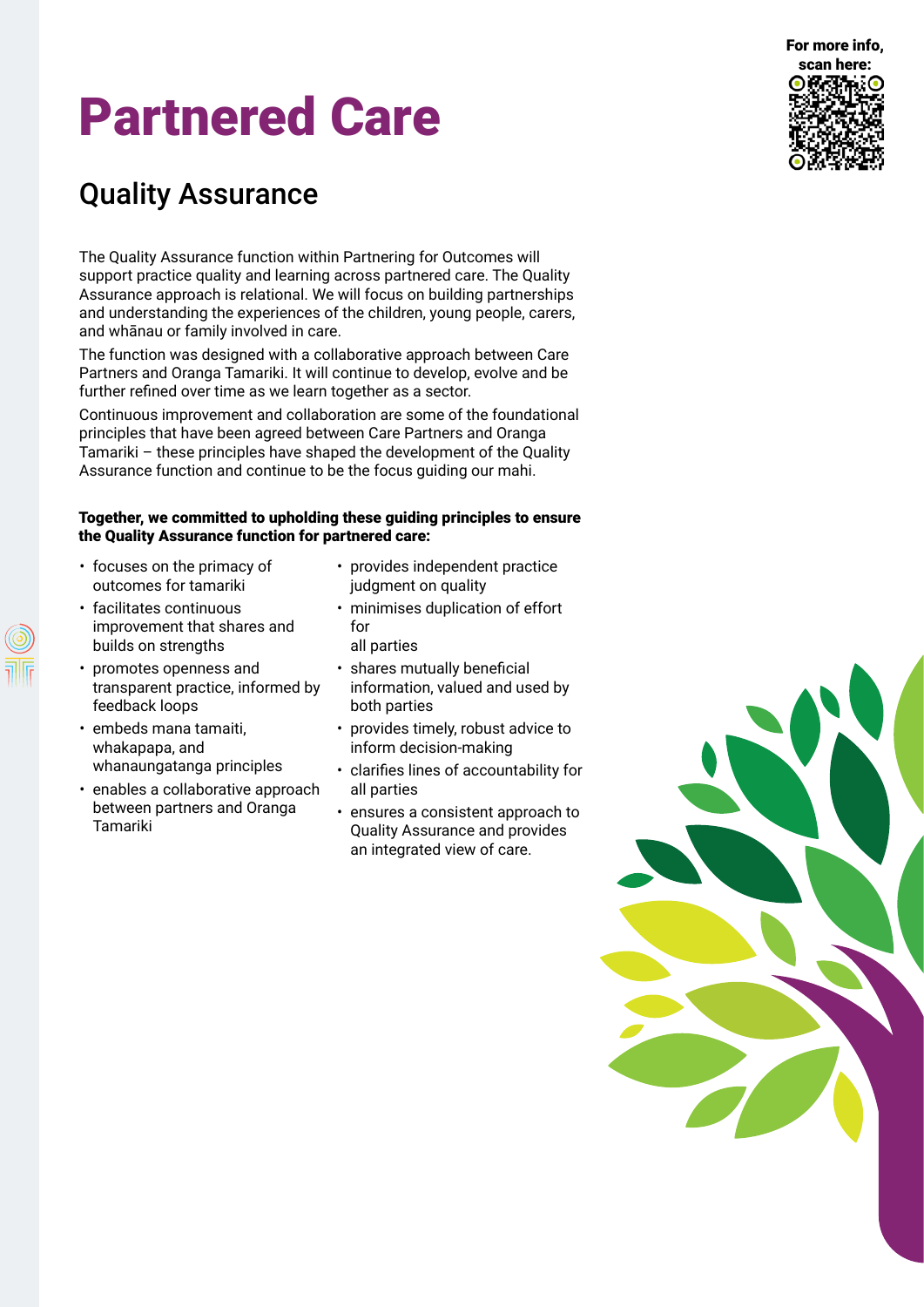For more info, scan here:

# Partnered Care

## Quality Assurance

The Quality Assurance function within Partnering for Outcomes will support practice quality and learning across partnered care. The Quality Assurance approach is relational. We will focus on building partnerships and understanding the experiences of the children, young people, carers, and whānau or family involved in care.

The function was designed with a collaborative approach between Care Partners and Oranga Tamariki. It will continue to develop, evolve and be further refined over time as we learn together as a sector.

Continuous improvement and collaboration are some of the foundational principles that have been agreed between Care Partners and Oranga Tamariki – these principles have shaped the development of the Quality Assurance function and continue to be the focus guiding our mahi.

**Together, we committed to upholding these guiding principles to ensure the Quality Assurance function for partnered care:**

- focuses on the primacy of outcomes for tamariki
- facilitates continuous improvement that shares and builds on strengths
- promotes openness and transparent practice, informed by feedback loops
- embeds mana tamaiti, whakapapa, and whanaungatanga principles
- enables a collaborative approach between partners and Oranga Tamariki
- provides independent practice judgment on quality
- minimises duplication of effort for all parties
- shares mutually beneficial information, valued and used by both parties
- provides timely, robust advice to inform decision-making
- clarifies lines of accountability for all parties
- ensures a consistent approach to Quality Assurance and provides an integrated view of care.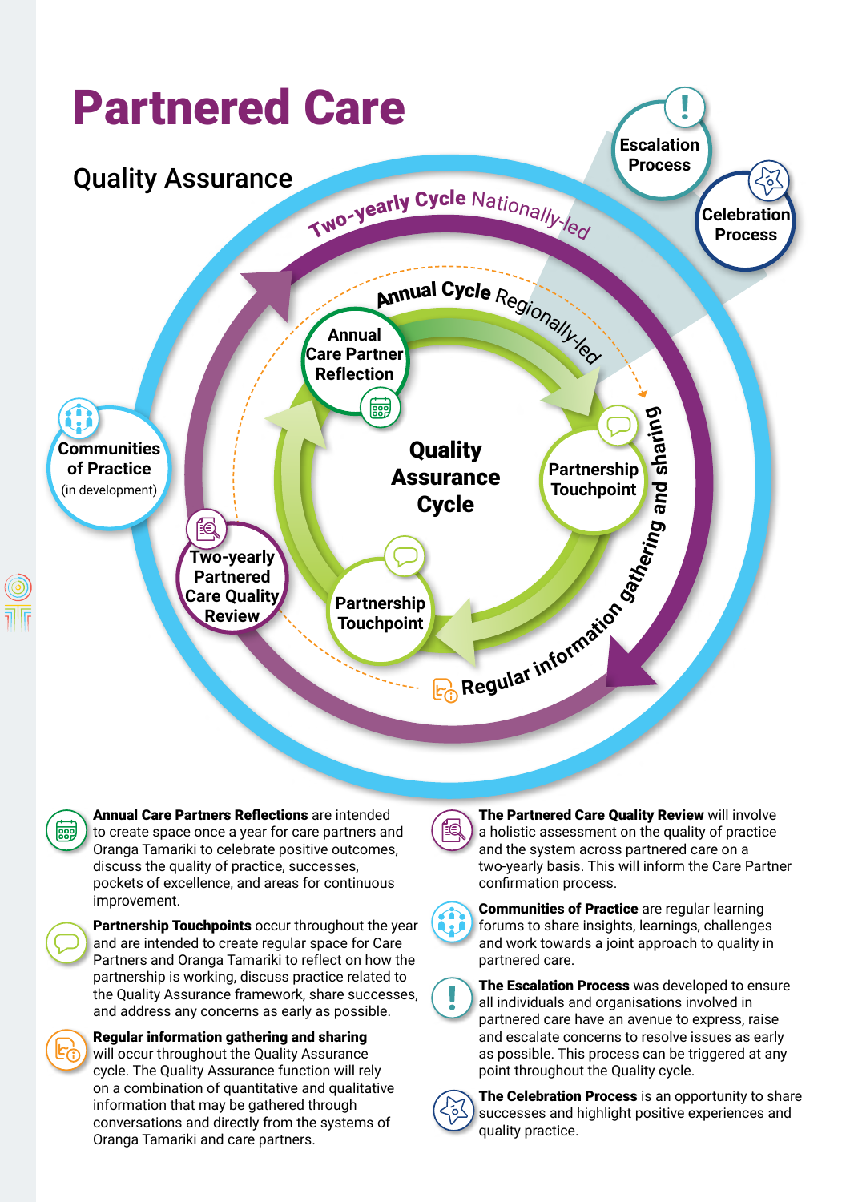# Partnered Care

## Quality Assurance

Two-yearly Cycle Nationally-led

Annual Cycle Regionally-led

Quality Assurance Cycle

Escalation Process

Celebration Process

Communities of Practice (in development)

Annual Care Partner Reflection

Partnership Touchpoint

Partnership Touchpoint

Two-yearly Partnered Care Quality Review

Regular information gathering and sharing

**Annual Care Partners Reflections** are intended to create space once a year for care partners and Oranga Tamariki to celebrate positive outcomes, discuss the quality of practice, successes, pockets of excellence, and areas for continuous improvement.

**Partnership Touchpoints** occur throughout the year and are intended to create regular space for Care Partners and Oranga Tamariki to reflect on how the partnership is working, discuss practice related to the Quality Assurance framework, share successes, and address any concerns as early as possible.

**Regular information gathering and sharing** will occur throughout the Quality Assurance cycle. The Quality Assurance function will rely on a combination of quantitative and qualitative information that may be gathered through conversations and directly from the systems of Oranga Tamariki and care partners.

**The Partnered Care Quality Review** will involve a holistic assessment on the quality of practice and the system across partnered care on a two-yearly basis. This will inform the Care Partner confirmation process.

**Communities of Practice** are regular learning forums to share insights, learnings, challenges and work towards a joint approach to quality in partnered care.

**The Escalation Process** was developed to ensure all individuals and organisations involved in partnered care have an avenue to express, raise and escalate concerns to resolve issues as early as possible. This process can be triggered at any point throughout the Quality cycle.

**The Celebration Process** is an opportunity to share successes and highlight positive experiences and quality practice.